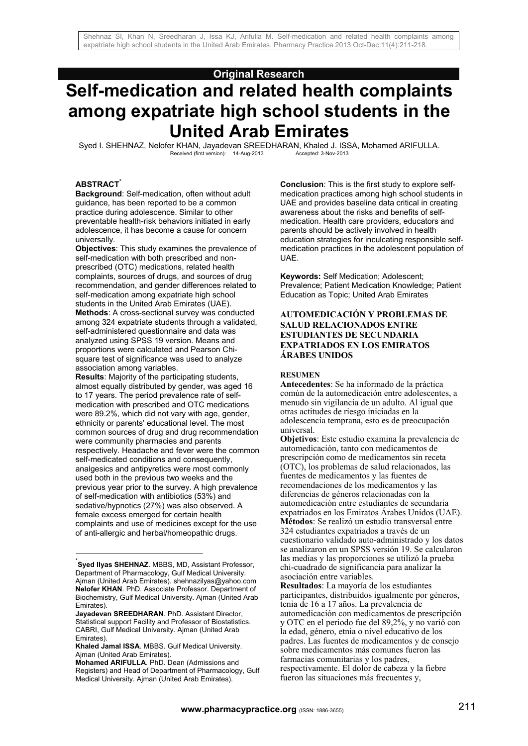**Original Research**

# Self-medication and related health complaints among expatriate high school students in the United Arab Emirates

Syed I. SHEHNAZ, Nelofer KHAN, Jayadevan SREEDHARAN, Khaled J. ISSA, Mohamed ARIFULLA.

Received (first version): 14-Aug-2013 Accepted: 3-Nov-2013

## ABSTRACT*

**Background**: Self-medication, often without adult guidance, has been reported to be a common practice during adolescence. Similar to other preventable health-risk behaviors initiated in early adolescence, it has become a cause for concern universally.

**Objectives**: This study examines the prevalence of self-medication with both prescribed and non-prescribed (OTC) medications, related health complaints, sources of drugs, and sources of drug recommendation, and gender differences related to self-medication among expatriate high school students in the United Arab Emirates (UAE).

**Methods**: A cross-sectional survey was conducted among 324 expatriate students through a validated, self-administered questionnaire and data was analyzed using SPSS 19 version. Means and proportions were calculated and Pearson Chi-square test of significance was used to analyze association among variables.

**Results**: Majority of the participating students, almost equally distributed by gender, was aged 16 to 17 years. The period prevalence rate of self-medication with prescribed and OTC medications were 89.2%, which did not vary with age, gender, ethnicity or parents' educational level. The most common sources of drug and drug recommendation were community pharmacies and parents respectively. Headache and fever were the common self-medicated conditions and consequently, analgesics and antipyretics were most commonly used both in the previous two weeks and the previous year prior to the survey. A high prevalence of self-medication with antibiotics (53%) and sedative/hypnotics (27%) was also observed. A female excess emerged for certain health complaints and use of medicines except for the use of anti-allergic and herbal/homeopathic drugs.

**Conclusion**: This is the first study to explore self-medication practices among high school students in UAE and provides baseline data critical in creating awareness about the risks and benefits of self-medication. Health care providers, educators and parents should be actively involved in health education strategies for inculcating responsible self-medication practices in the adolescent population of UAE.

**Keywords:** Self Medication; Adolescent; Prevalence; Patient Medication Knowledge; Patient Education as Topic; United Arab Emirates

## AUTOMEDICACIÓN Y PROBLEMAS DE SALUD RELACIONADOS ENTRE ESTUDIANTES DE SECUNDARIA EXPATRIADOS EN LOS EMIRATOS ÁRABES UNIDOS

### RESUMEN

**Antecedentes**: Se ha informado de la práctica común de la automedicación entre adolescentes, a menudo sin vigilancia de un adulto. Al igual que otras actitudes de riesgo iniciadas en la adolescencia temprana, esto es de preocupación universal.

**Objetivos**: Este estudio examina la prevalencia de automedicación, tanto con medicamentos de prescripción como de medicamentos sin receta (OTC), los problemas de salud relacionados, las fuentes de medicamentos y las fuentes de recomendaciones de los medicamentos y las diferencias de géneros relacionadas con la automedicación entre estudiantes de secundaria expatriados en los Emiratos Árabes Unidos (UAE).

**Métodos**: Se realizó un estudio transversal entre 324 estudiantes expatriados a través de un cuestionario validado auto-administrado y los datos se analizaron en un SPSS versión 19. Se calcularon las medias y las proporciones se utilizó la prueba chi-cuadrado de significancia para analizar la asociación entre variables.

**Resultados**: La mayoría de los estudiantes participantes, distribuidos igualmente por géneros, tenia de 16 a 17 años. La prevalencia de automedicación con medicamentos de prescripción y OTC en el periodo fue del 89,2%, y no varió con la edad, género, etnia o nivel educativo de los padres. Las fuentes de medicamentos y de consejo sobre medicamentos más comunes fueron las farmacias comunitarias y los padres, respectivamente. El dolor de cabeza y la fiebre fueron las situaciones más frecuentes y,

---

*Syed Ilyas SHEHNAZ. MBBS, MD, Assistant Professor, Department of Pharmacology, Gulf Medical University. Ajman (United Arab Emirates). shehnazilyas@yahoo.com
**Nelofer KHAN**. PhD. Associate Professor. Department of Biochemistry, Gulf Medical University. Ajman (United Arab Emirates).
**Jayadevan SREEDHARAN**. PhD. Assistant Director, Statistical support Facility and Professor of Biostatistics. CABRI, Gulf Medical University. Ajman (United Arab Emirates).
**Khaled Jamal ISSA**. MBBS. Gulf Medical University. Ajman (United Arab Emirates).
**Mohamed ARIFULLA**. PhD. Dean (Admissions and Registers) and Head of Department of Pharmacology, Gulf Medical University. Ajman (United Arab Emirates).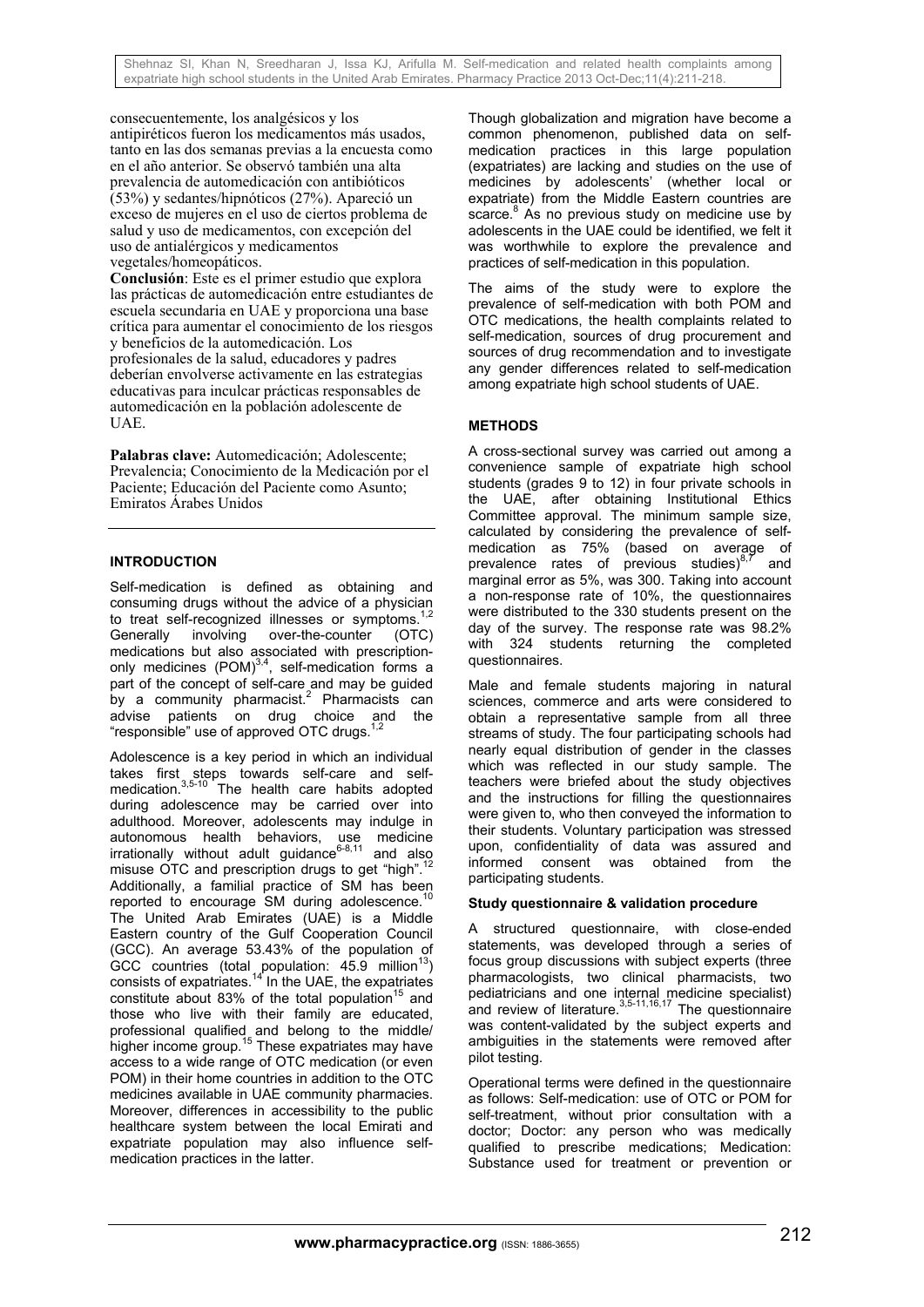consecuentemente, los analgésicos y los antipiréticos fueron los medicamentos más usados, tanto en las dos semanas previas a la encuesta como en el año anterior. Se observó también una alta prevalencia de automedicación con antibióticos (53%) y sedantes/hipnóticos (27%). Apareció un exceso de mujeres en el uso de ciertos problema de salud y uso de medicamentos, con excepción del uso de antialérgicos y medicamentos vegetales/homeopáticos.

**Conclusión**: Este es el primer estudio que explora las prácticas de automedicación entre estudiantes de escuela secundaria en UAE y proporciona una base crítica para aumentar el conocimiento de los riesgos y beneficios de la automedicación. Los profesionales de la salud, educadores y padres deberían envolverse activamente en las estrategias educativas para inculcar prácticas responsables de automedicación en la población adolescente de UAE.

**Palabras clave:** Automedicación; Adolescente; Prevalencia; Conocimiento de la Medicación por el Paciente; Educación del Paciente como Asunto; Emiratos Árabes Unidos

## INTRODUCTION

Self-medication is defined as obtaining and consuming drugs without the advice of a physician to treat self-recognized illnesses or symptoms.[1,2] Generally involving over-the-counter (OTC) medications but also associated with prescription-only medicines (POM)[3,4], self-medication forms a part of the concept of self-care and may be guided by a community pharmacist.[2] Pharmacists can advise patients on drug choice and the "responsible" use of approved OTC drugs.[1,2]

Adolescence is a key period in which an individual takes first steps towards self-care and self-medication.[3,5-10] The health care habits adopted during adolescence may be carried over into adulthood. Moreover, adolescents may indulge in autonomous health behaviors, use medicine irrationally without adult guidance[6-8,11] and also misuse OTC and prescription drugs to get "high".[12] Additionally, a familial practice of SM has been reported to encourage SM during adolescence.[10] The United Arab Emirates (UAE) is a Middle Eastern country of the Gulf Cooperation Council (GCC). An average 53.43% of the population of GCC countries (total population: 45.9 million[13]) consists of expatriates.[14] In the UAE, the expatriates constitute about 83% of the total population[15] and those who live with their family are educated, professional qualified and belong to the middle/ higher income group.[15] These expatriates may have access to a wide range of OTC medication (or even POM) in their home countries in addition to the OTC medicines available in UAE community pharmacies. Moreover, differences in accessibility to the public healthcare system between the local Emirati and expatriate population may also influence self-medication practices in the latter.

Though globalization and migration have become a common phenomenon, published data on self-medication practices in this large population (expatriates) are lacking and studies on the use of medicines by adolescents' (whether local or expatriate) from the Middle Eastern countries are scarce.[8] As no previous study on medicine use by adolescents in the UAE could be identified, we felt it was worthwhile to explore the prevalence and practices of self-medication in this population.

The aims of the study were to explore the prevalence of self-medication with both POM and OTC medications, the health complaints related to self-medication, sources of drug procurement and sources of drug recommendation and to investigate any gender differences related to self-medication among expatriate high school students of UAE.

## METHODS

A cross-sectional survey was carried out among a convenience sample of expatriate high school students (grades 9 to 12) in four private schools in the UAE, after obtaining Institutional Ethics Committee approval. The minimum sample size, calculated by considering the prevalence of self-medication as 75% (based on average of prevalence rates of previous studies)[8,7] and marginal error as 5%, was 300. Taking into account a non-response rate of 10%, the questionnaires were distributed to the 330 students present on the day of the survey. The response rate was 98.2% with 324 students returning the completed questionnaires.

Male and female students majoring in natural sciences, commerce and arts were considered to obtain a representative sample from all three streams of study. The four participating schools had nearly equal distribution of gender in the classes which was reflected in our study sample. The teachers were briefed about the study objectives and the instructions for filling the questionnaires were given to, who then conveyed the information to their students. Voluntary participation was stressed upon, confidentiality of data was assured and informed consent was obtained from the participating students.

### Study questionnaire & validation procedure

A structured questionnaire, with close-ended statements, was developed through a series of focus group discussions with subject experts (three pharmacologists, two clinical pharmacists, two pediatricians and one internal medicine specialist) and review of literature.[3,5-11,16,17] The questionnaire was content-validated by the subject experts and ambiguities in the statements were removed after pilot testing.

Operational terms were defined in the questionnaire as follows: Self-medication: use of OTC or POM for self-treatment, without prior consultation with a doctor; Doctor: any person who was medically qualified to prescribe medications; Medication: Substance used for treatment or prevention or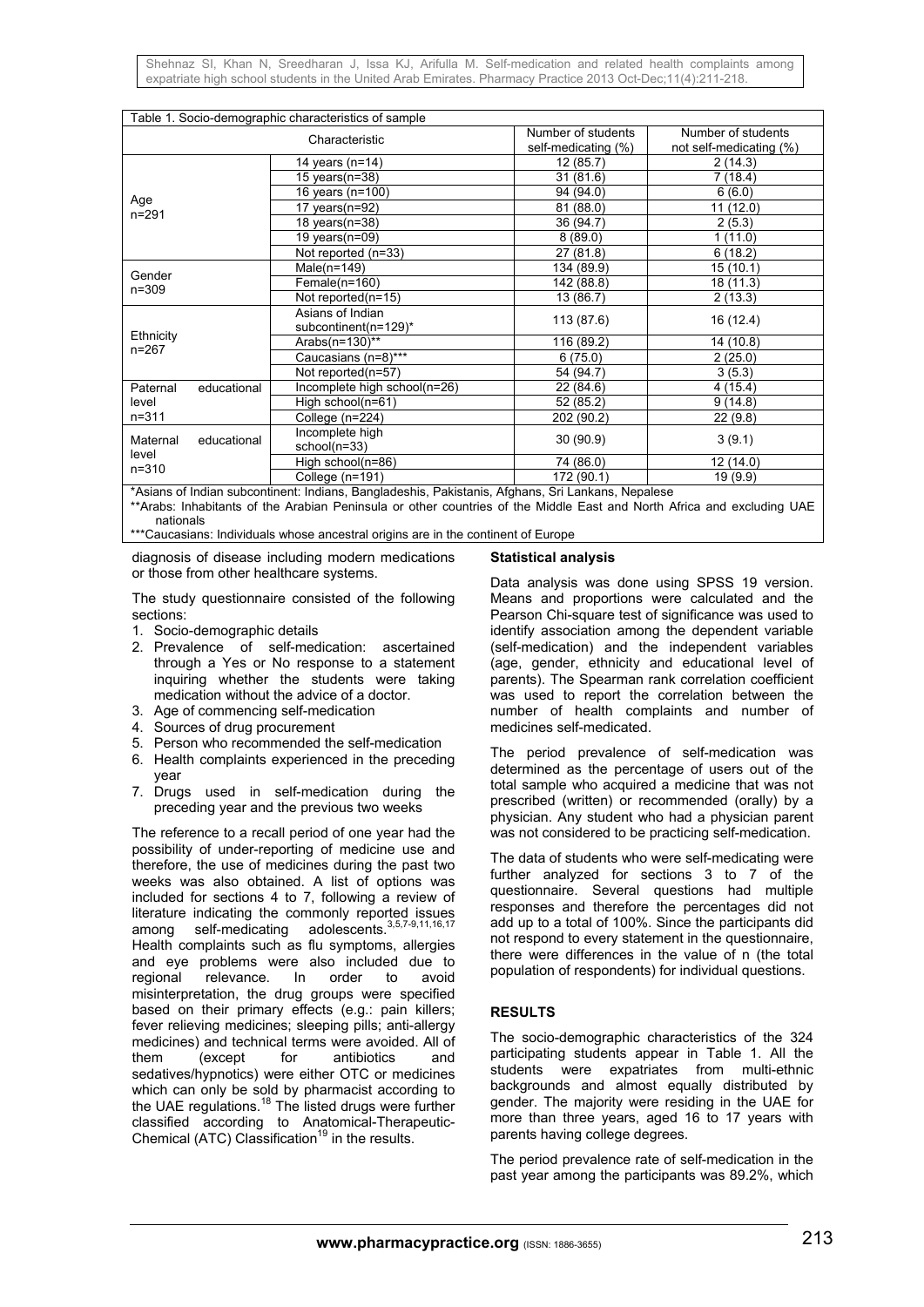Table 1. Socio-demographic characteristics of sample

| Characteristic | | Number of students self-medicating (%) | Number of students not self-medicating (%) |
|---|---|---|---|
| Age n=291 | 14 years (n=14) | 12 (85.7) | 2 (14.3) |
| | 15 years(n=38) | 31 (81.6) | 7 (18.4) |
| | 16 years (n=100) | 94 (94.0) | 6 (6.0) |
| | 17 years(n=92) | 81 (88.0) | 11 (12.0) |
| | 18 years(n=38) | 36 (94.7) | 2 (5.3) |
| | 19 years(n=09) | 8 (89.0) | 1 (11.0) |
| | Not reported (n=33) | 27 (81.8) | 6 (18.2) |
| Gender n=309 | Male(n=149) | 134 (89.9) | 15 (10.1) |
| | Female(n=160) | 142 (88.8) | 18 (11.3) |
| | Not reported(n=15) | 13 (86.7) | 2 (13.3) |
| Ethnicity n=267 | Asians of Indian subcontinent(n=129)* | 113 (87.6) | 16 (12.4) |
| | Arabs(n=130)** | 116 (89.2) | 14 (10.8) |
| | Caucasians (n=8)*** | 6 (75.0) | 2 (25.0) |
| | Not reported(n=57) | 54 (94.7) | 3 (5.3) |
| Paternal educational level n=311 | Incomplete high school(n=26) | 22 (84.6) | 4 (15.4) |
| | High school(n=61) | 52 (85.2) | 9 (14.8) |
| | College (n=224) | 202 (90.2) | 22 (9.8) |
| Maternal educational level n=310 | Incomplete high school(n=33) | 30 (90.9) | 3 (9.1) |
| | High school(n=86) | 74 (86.0) | 12 (14.0) |
| | College (n=191) | 172 (90.1) | 19 (9.9) |

*Asians of Indian subcontinent: Indians, Bangladeshis, Pakistanis, Afghans, Sri Lankans, Nepalese
**Arabs: Inhabitants of the Arabian Peninsula or other countries of the Middle East and North Africa and excluding UAE nationals
***Caucasians: Individuals whose ancestral origins are in the continent of Europe

diagnosis of disease including modern medications or those from other healthcare systems.

The study questionnaire consisted of the following sections:

1. Socio-demographic details
2. Prevalence of self-medication: ascertained through a Yes or No response to a statement inquiring whether the students were taking medication without the advice of a doctor.
3. Age of commencing self-medication
4. Sources of drug procurement
5. Person who recommended the self-medication
6. Health complaints experienced in the preceding year
7. Drugs used in self-medication during the preceding year and the previous two weeks

The reference to a recall period of one year had the possibility of under-reporting of medicine use and therefore, the use of medicines during the past two weeks was also obtained. A list of options was included for sections 4 to 7, following a review of literature indicating the commonly reported issues among self-medicating adolescents.[3,5,7-9,11,16,17] Health complaints such as flu symptoms, allergies and eye problems were also included due to regional relevance. In order to avoid misinterpretation, the drug groups were specified based on their primary effects (e.g.: pain killers; fever relieving medicines; sleeping pills; anti-allergy medicines) and technical terms were avoided. All of them (except for antibiotics and sedatives/hypnotics) were either OTC or medicines which can only be sold by pharmacist according to the UAE regulations.[18] The listed drugs were further classified according to Anatomical-Therapeutic-Chemical (ATC) Classification[19] in the results.

**Statistical analysis**

Data analysis was done using SPSS 19 version. Means and proportions were calculated and the Pearson Chi-square test of significance was used to identify association among the dependent variable (self-medication) and the independent variables (age, gender, ethnicity and educational level of parents). The Spearman rank correlation coefficient was used to report the correlation between the number of health complaints and number of medicines self-medicated.

The period prevalence of self-medication was determined as the percentage of users out of the total sample who acquired a medicine that was not prescribed (written) or recommended (orally) by a physician. Any student who had a physician parent was not considered to be practicing self-medication.

The data of students who were self-medicating were further analyzed for sections 3 to 7 of the questionnaire. Several questions had multiple responses and therefore the percentages did not add up to a total of 100%. Since the participants did not respond to every statement in the questionnaire, there were differences in the value of n (the total population of respondents) for individual questions.

## RESULTS

The socio-demographic characteristics of the 324 participating students appear in Table 1. All the students were expatriates from multi-ethnic backgrounds and almost equally distributed by gender. The majority were residing in the UAE for more than three years, aged 16 to 17 years with parents having college degrees.

The period prevalence rate of self-medication in the past year among the participants was 89.2%, which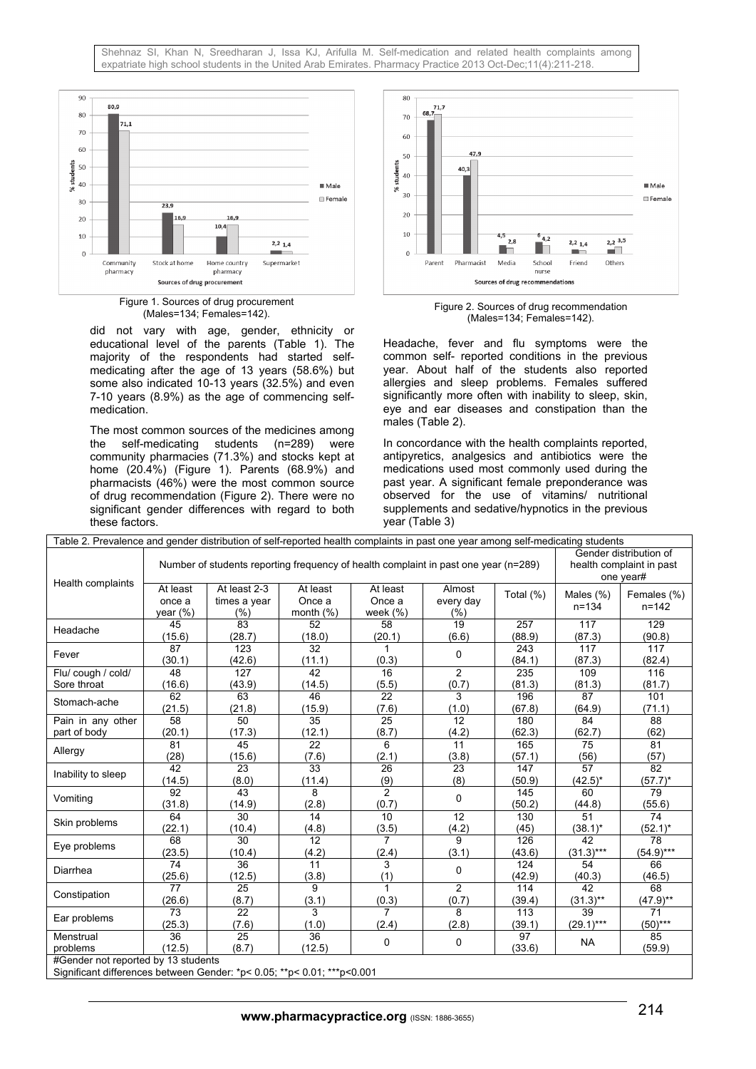Figure 1. Sources of drug procurement (Males=134; Females=142).

Figure 2. Sources of drug recommendation (Males=134; Females=142).

did not vary with age, gender, ethnicity or educational level of the parents (Table 1). The majority of the respondents had started self-medicating after the age of 13 years (58.6%) but some also indicated 10-13 years (32.5%) and even 7-10 years (8.9%) as the age of commencing self-medication.

The most common sources of the medicines among the self-medicating students (n=289) were community pharmacies (71.3%) and stocks kept at home (20.4%) (Figure 1). Parents (68.9%) and pharmacists (46%) were the most common source of drug recommendation (Figure 2). There were no significant gender differences with regard to both these factors.

Headache, fever and flu symptoms were the common self- reported conditions in the previous year. About half of the students also reported allergies and sleep problems. Females suffered significantly more often with inability to sleep, skin, eye and ear diseases and constipation than the males (Table 2).

In concordance with the health complaints reported, antipyretics, analgesics and antibiotics were the medications used most commonly used during the past year. A significant female preponderance was observed for the use of vitamins/ nutritional supplements and sedative/hypnotics in the previous year (Table 3)

Table 2. Prevalence and gender distribution of self-reported health complaints in past one year among self-medicating students

| Health complaints | Number of students reporting frequency of health complaint in past one year (n=289) | | | | | | Gender distribution of health complaint in past one year# | |
|---|---|---|---|---|---|---|---|---|
| | At least once a year (%) | At least 2-3 times a year (%) | At least Once a month (%) | At least Once a week (%) | Almost every day (%) | Total (%) | Males (%) n=134 | Females (%) n=142 |
| Headache | 45 (15.6) | 83 (28.7) | 52 (18.0) | 58 (20.1) | 19 (6.6) | 257 (88.9) | 117 (87.3) | 129 (90.8) |
| Fever | 87 (30.1) | 123 (42.6) | 32 (11.1) | 1 (0.3) | 0 | 243 (84.1) | 117 (87.3) | 117 (82.4) |
| Flu/ cough / cold/ Sore throat | 48 (16.6) | 127 (43.9) | 42 (14.5) | 16 (5.5) | 2 (0.7) | 235 (81.3) | 109 (81.3) | 116 (81.7) |
| Stomach-ache | 62 (21.5) | 63 (21.8) | 46 (15.9) | 22 (7.6) | 3 (1.0) | 196 (67.8) | 87 (64.9) | 101 (71.1) |
| Pain in any other part of body | 58 (20.1) | 50 (17.3) | 35 (12.1) | 25 (8.7) | 12 (4.2) | 180 (62.3) | 84 (62.7) | 88 (62) |
| Allergy | 81 (28) | 45 (15.6) | 22 (7.6) | 6 (2.1) | 11 (3.8) | 165 (57.1) | 75 (56) | 81 (57) |
| Inability to sleep | 42 (14.5) | 23 (8.0) | 33 (11.4) | 26 (9) | 23 (8) | 147 (50.9) | 57 (42.5)* | 82 (57.7)* |
| Vomiting | 92 (31.8) | 43 (14.9) | 8 (2.8) | 2 (0.7) | 0 | 145 (50.2) | 60 (44.8) | 79 (55.6) |
| Skin problems | 64 (22.1) | 30 (10.4) | 14 (4.8) | 10 (3.5) | 12 (4.2) | 130 (45) | 51 (38.1)* | 74 (52.1)* |
| Eye problems | 68 (23.5) | 30 (10.4) | 12 (4.2) | 7 (2.4) | 9 (3.1) | 126 (43.6) | 42 (31.3)*** | 78 (54.9)*** |
| Diarrhea | 74 (25.6) | 36 (12.5) | 11 (3.8) | 3 (1) | 0 | 124 (42.9) | 54 (40.3) | 66 (46.5) |
| Constipation | 77 (26.6) | 25 (8.7) | 9 (3.1) | 1 (0.3) | 2 (0.7) | 114 (39.4) | 42 (31.3)** | 68 (47.9)** |
| Ear problems | 73 (25.3) | 22 (7.6) | 3 (1.0) | 7 (2.4) | 8 (2.8) | 113 (39.1) | 39 (29.1)*** | 71 (50)*** |
| Menstrual problems | 36 (12.5) | 25 (8.7) | 36 (12.5) | 0 | 0 | 97 (33.6) | NA | 85 (59.9) |

#Gender not reported by 13 students
Significant differences between Gender: *p< 0.05; **p< 0.01; ***p<0.001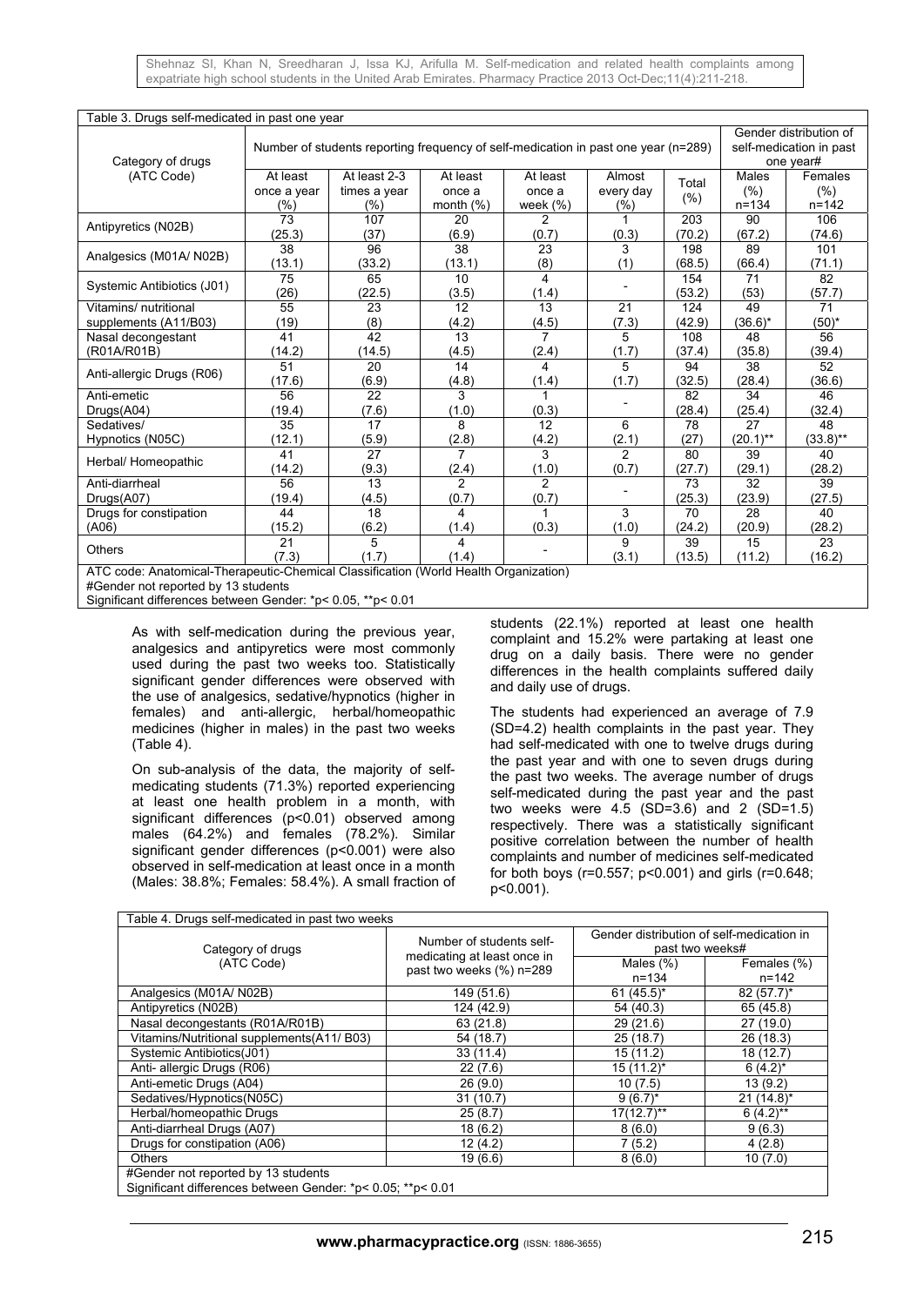Table 3. Drugs self-medicated in past one year

| Category of drugs (ATC Code) | Number of students reporting frequency of self-medication in past one year (n=289) | | | | | | Gender distribution of self-medication in past one year# | |
|---|---|---|---|---|---|---|---|---|
| | At least once a year (%) | At least 2-3 times a year (%) | At least once a month (%) | At least once a week (%) | Almost every day (%) | Total (%) | Males (%) n=134 | Females (%) n=142 |
| Antipyretics (N02B) | 73 (25.3) | 107 (37) | 20 (6.9) | 2 (0.7) | 1 (0.3) | 203 (70.2) | 90 (67.2) | 106 (74.6) |
| Analgesics (M01A/ N02B) | 38 (13.1) | 96 (33.2) | 38 (13.1) | 23 (8) | 3 (1) | 198 (68.5) | 89 (66.4) | 101 (71.1) |
| Systemic Antibiotics (J01) | 75 (26) | 65 (22.5) | 10 (3.5) | 4 (1.4) | - | 154 (53.2) | 71 (53) | 82 (57.7) |
| Vitamins/ nutritional supplements (A11/B03) | 55 (19) | 23 (8) | 12 (4.2) | 13 (4.5) | 21 (7.3) | 124 (42.9) | 49 (36.6)* | 71 (50)* |
| Nasal decongestant (R01A/R01B) | 41 (14.2) | 42 (14.5) | 13 (4.5) | 7 (2.4) | 5 (1.7) | 108 (37.4) | 48 (35.8) | 56 (39.4) |
| Anti-allergic Drugs (R06) | 51 (17.6) | 20 (6.9) | 14 (4.8) | 4 (1.4) | 5 (1.7) | 94 (32.5) | 38 (28.4) | 52 (36.6) |
| Anti-emetic Drugs(A04) | 56 (19.4) | 22 (7.6) | 3 (1.0) | 1 (0.3) | - | 82 (28.4) | 34 (25.4) | 46 (32.4) |
| Sedatives/ Hypnotics (N05C) | 35 (12.1) | 17 (5.9) | 8 (2.8) | 12 (4.2) | 6 (2.1) | 78 (27) | 27 (20.1)** | 48 (33.8)** |
| Herbal/ Homeopathic | 41 (14.2) | 27 (9.3) | 7 (2.4) | 3 (1.0) | 2 (0.7) | 80 (27.7) | 39 (29.1) | 40 (28.2) |
| Anti-diarrheal Drugs(A07) | 56 (19.4) | 13 (4.5) | 2 (0.7) | 2 (0.7) | - | 73 (25.3) | 32 (23.9) | 39 (27.5) |
| Drugs for constipation (A06) | 44 (15.2) | 18 (6.2) | 4 (1.4) | 1 (0.3) | 3 (1.0) | 70 (24.2) | 28 (20.9) | 40 (28.2) |
| Others | 21 (7.3) | 5 (1.7) | 4 (1.4) | - | 9 (3.1) | 39 (13.5) | 15 (11.2) | 23 (16.2) |

ATC code: Anatomical-Therapeutic-Chemical Classification (World Health Organization)
#Gender not reported by 13 students
Significant differences between Gender: *p< 0.05, **p< 0.01

As with self-medication during the previous year, analgesics and antipyretics were most commonly used during the past two weeks too. Statistically significant gender differences were observed with the use of analgesics, sedative/hypnotics (higher in females) and anti-allergic, herbal/homeopathic medicines (higher in males) in the past two weeks (Table 4).

On sub-analysis of the data, the majority of self-medicating students (71.3%) reported experiencing at least one health problem in a month, with significant differences ($p<0.01$) observed among males (64.2%) and females (78.2%). Similar significant gender differences ($p<0.001$) were also observed in self-medication at least once in a month (Males: 38.8%; Females: 58.4%). A small fraction of students (22.1%) reported at least one health complaint and 15.2% were partaking at least one drug on a daily basis. There were no gender differences in the health complaints suffered daily and daily use of drugs.

The students had experienced an average of 7.9 (SD=4.2) health complaints in the past year. They had self-medicated with one to twelve drugs during the past year and with one to seven drugs during the past two weeks. The average number of drugs self-medicated during the past year and the past two weeks were 4.5 (SD=3.6) and 2 (SD=1.5) respectively. There was a statistically significant positive correlation between the number of health complaints and number of medicines self-medicated for both boys ($r=0.557$; $p<0.001$) and girls ($r=0.648$; $p<0.001$).

Table 4. Drugs self-medicated in past two weeks

| Category of drugs (ATC Code) | Number of students self-medicating at least once in past two weeks (%) n=289 | Gender distribution of self-medication in past two weeks# | |
|---|---|---|---|
| | | Males (%) n=134 | Females (%) n=142 |
| Analgesics (M01A/ N02B) | 149 (51.6) | 61 (45.5)* | 82 (57.7)* |
| Antipyretics (N02B) | 124 (42.9) | 54 (40.3) | 65 (45.8) |
| Nasal decongestants (R01A/R01B) | 63 (21.8) | 29 (21.6) | 27 (19.0) |
| Vitamins/Nutritional supplements(A11/ B03) | 54 (18.7) | 25 (18.7) | 26 (18.3) |
| Systemic Antibiotics(J01) | 33 (11.4) | 15 (11.2) | 18 (12.7) |
| Anti- allergic Drugs (R06) | 22 (7.6) | 15 (11.2)* | 6 (4.2)* |
| Anti-emetic Drugs (A04) | 26 (9.0) | 10 (7.5) | 13 (9.2) |
| Sedatives/Hypnotics(N05C) | 31 (10.7) | 9 (6.7)* | 21 (14.8)* |
| Herbal/homeopathic Drugs | 25 (8.7) | 17(12.7)** | 6 (4.2)** |
| Anti-diarrheal Drugs (A07) | 18 (6.2) | 8 (6.0) | 9 (6.3) |
| Drugs for constipation (A06) | 12 (4.2) | 7 (5.2) | 4 (2.8) |
| Others | 19 (6.6) | 8 (6.0) | 10 (7.0) |

#Gender not reported by 13 students
Significant differences between Gender: *p< 0.05; **p< 0.01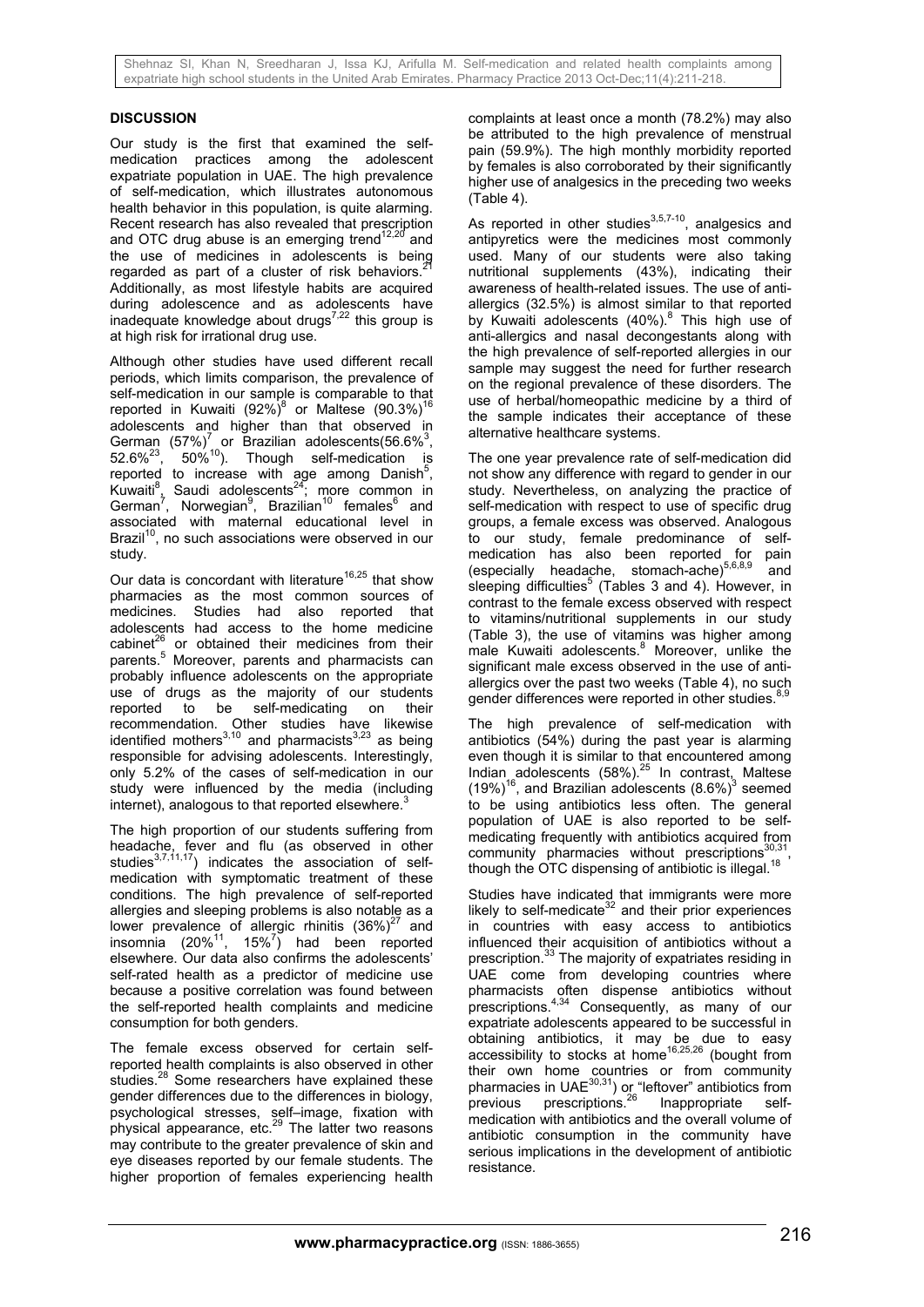## DISCUSSION

Our study is the first that examined the self-medication practices among the adolescent expatriate population in UAE. The high prevalence of self-medication, which illustrates autonomous health behavior in this population, is quite alarming. Recent research has also revealed that prescription and OTC drug abuse is an emerging trend[12,20] and the use of medicines in adolescents is being regarded as part of a cluster of risk behaviors.[21] Additionally, as most lifestyle habits are acquired during adolescence and as adolescents have inadequate knowledge about drugs[7,22] this group is at high risk for irrational drug use.

Although other studies have used different recall periods, which limits comparison, the prevalence of self-medication in our sample is comparable to that reported in Kuwaiti (92%)[8] or Maltese (90.3%)[16] adolescents and higher than that observed in German (57%)[7] or Brazilian adolescents(56.6%[3], 52.6%[23], 50%[10]). Though self-medication is reported to increase with age among Danish[5], Kuwaiti[8], Saudi adolescents[24]; more common in German[7], Norwegian[9], Brazilian[10] females[6] and associated with maternal educational level in Brazil[10], no such associations were observed in our study.

Our data is concordant with literature[16,25] that show pharmacies as the most common sources of medicines. Studies had also reported that adolescents had access to the home medicine cabinet[26] or obtained their medicines from their parents.[5] Moreover, parents and pharmacists can probably influence adolescents on the appropriate use of drugs as the majority of our students reported to be self-medicating on their recommendation. Other studies have likewise identified mothers[3,10] and pharmacists[3,23] as being responsible for advising adolescents. Interestingly, only 5.2% of the cases of self-medication in our study were influenced by the media (including internet), analogous to that reported elsewhere.[3]

The high proportion of our students suffering from headache, fever and flu (as observed in other studies[3,7,11,17]) indicates the association of self-medication with symptomatic treatment of these conditions. The high prevalence of self-reported allergies and sleeping problems is also notable as a lower prevalence of allergic rhinitis (36%)[27] and insomnia (20%[11], 15%[7]) had been reported elsewhere. Our data also confirms the adolescents' self-rated health as a predictor of medicine use because a positive correlation was found between the self-reported health complaints and medicine consumption for both genders.

The female excess observed for certain self-reported health complaints is also observed in other studies.[28] Some researchers have explained these gender differences due to the differences in biology, psychological stresses, self–image, fixation with physical appearance, etc.[29] The latter two reasons may contribute to the greater prevalence of skin and eye diseases reported by our female students. The higher proportion of females experiencing health complaints at least once a month (78.2%) may also be attributed to the high prevalence of menstrual pain (59.9%). The high monthly morbidity reported by females is also corroborated by their significantly higher use of analgesics in the preceding two weeks (Table 4).

As reported in other studies[3,5,7-10], analgesics and antipyretics were the medicines most commonly used. Many of our students were also taking nutritional supplements (43%), indicating their awareness of health-related issues. The use of anti-allergics (32.5%) is almost similar to that reported by Kuwaiti adolescents (40%).[8] This high use of anti-allergics and nasal decongestants along with the high prevalence of self-reported allergies in our sample may suggest the need for further research on the regional prevalence of these disorders. The use of herbal/homeopathic medicine by a third of the sample indicates their acceptance of these alternative healthcare systems.

The one year prevalence rate of self-medication did not show any difference with regard to gender in our study. Nevertheless, on analyzing the practice of self-medication with respect to use of specific drug groups, a female excess was observed. Analogous to our study, female predominance of self-medication has also been reported for pain (especially headache, stomach-ache)[5,6,8,9] and sleeping difficulties[5] (Tables 3 and 4). However, in contrast to the female excess observed with respect to vitamins/nutritional supplements in our study (Table 3), the use of vitamins was higher among male Kuwaiti adolescents.[8] Moreover, unlike the significant male excess observed in the use of anti-allergics over the past two weeks (Table 4), no such gender differences were reported in other studies.[8,9]

The high prevalence of self-medication with antibiotics (54%) during the past year is alarming even though it is similar to that encountered among Indian adolescents (58%).[25] In contrast, Maltese (19%)[16], and Brazilian adolescents (8.6%)[3] seemed to be using antibiotics less often. The general population of UAE is also reported to be self-medicating frequently with antibiotics acquired from community pharmacies without prescriptions[30,31], though the OTC dispensing of antibiotic is illegal.[18]

Studies have indicated that immigrants were more likely to self-medicate[32] and their prior experiences in countries with easy access to antibiotics influenced their acquisition of antibiotics without a prescription.[33] The majority of expatriates residing in UAE come from developing countries where pharmacists often dispense antibiotics without prescriptions.[4,34] Consequently, as many of our expatriate adolescents appeared to be successful in obtaining antibiotics, it may be due to easy accessibility to stocks at home[16,25,26] (bought from their own home countries or from community pharmacies in UAE[30,31]) or "leftover" antibiotics from previous prescriptions.[26] Inappropriate self-medication with antibiotics and the overall volume of antibiotic consumption in the community have serious implications in the development of antibiotic resistance.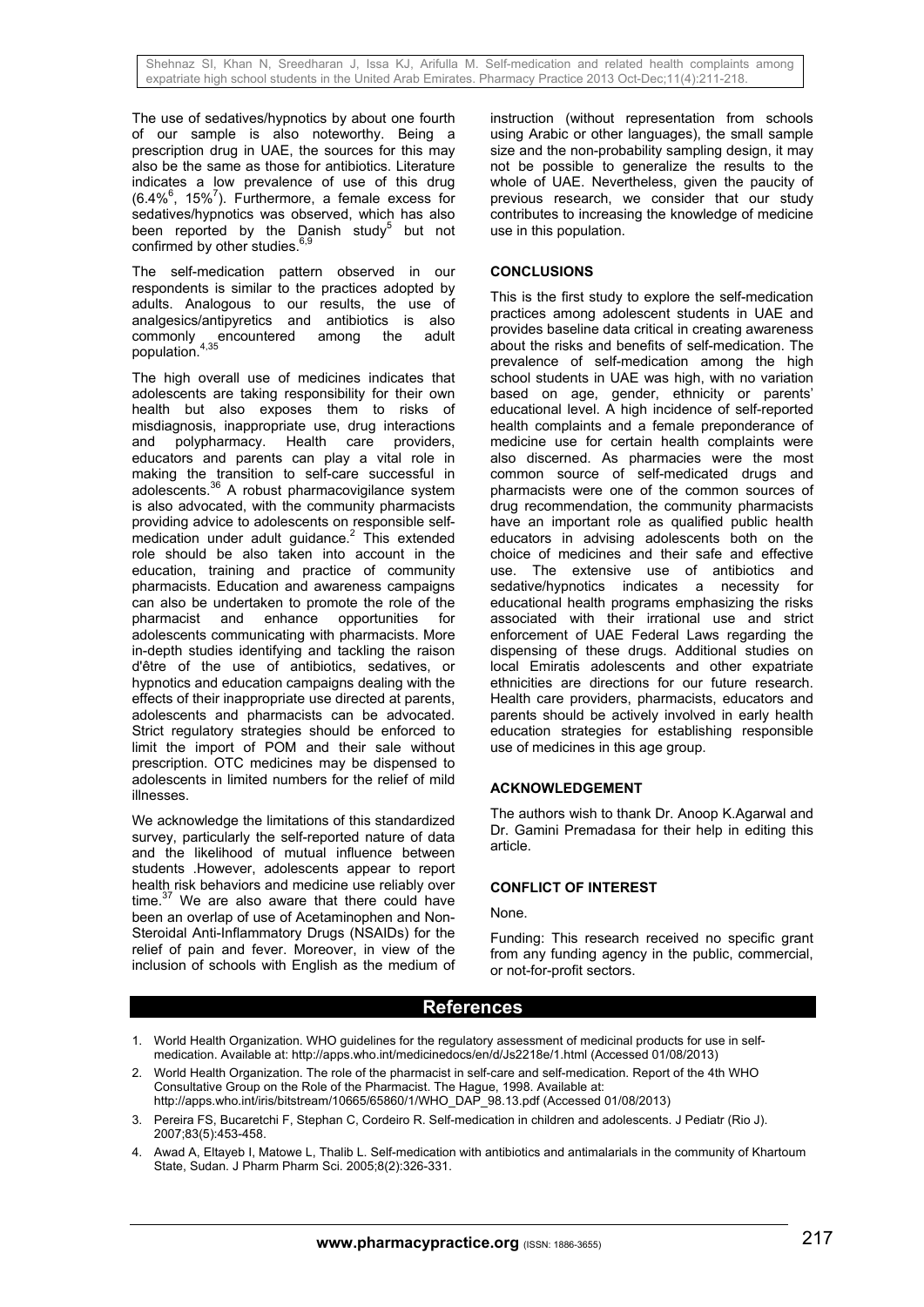The use of sedatives/hypnotics by about one fourth of our sample is also noteworthy. Being a prescription drug in UAE, the sources for this may also be the same as those for antibiotics. Literature indicates a low prevalence of use of this drug (6.4%[6], 15%[7]). Furthermore, a female excess for sedatives/hypnotics was observed, which has also been reported by the Danish study[5] but not confirmed by other studies.[6,9]

The self-medication pattern observed in our respondents is similar to the practices adopted by adults. Analogous to our results, the use of analgesics/antipyretics and antibiotics is also commonly encountered among the adult population.[4,35]

The high overall use of medicines indicates that adolescents are taking responsibility for their own health but also exposes them to risks of misdiagnosis, inappropriate use, drug interactions and polypharmacy. Health care providers, educators and parents can play a vital role in making the transition to self-care successful in adolescents.[36] A robust pharmacovigilance system is also advocated, with the community pharmacists providing advice to adolescents on responsible self-medication under adult guidance.[2] This extended role should be also taken into account in the education, training and practice of community pharmacists. Education and awareness campaigns can also be undertaken to promote the role of the pharmacist and enhance opportunities for adolescents communicating with pharmacists. More in-depth studies identifying and tackling the raison d'être of the use of antibiotics, sedatives, or hypnotics and education campaigns dealing with the effects of their inappropriate use directed at parents, adolescents and pharmacists can be advocated. Strict regulatory strategies should be enforced to limit the import of POM and their sale without prescription. OTC medicines may be dispensed to adolescents in limited numbers for the relief of mild illnesses.

We acknowledge the limitations of this standardized survey, particularly the self-reported nature of data and the likelihood of mutual influence between students .However, adolescents appear to report health risk behaviors and medicine use reliably over time.[37] We are also aware that there could have been an overlap of use of Acetaminophen and Non-Steroidal Anti-Inflammatory Drugs (NSAIDs) for the relief of pain and fever. Moreover, in view of the inclusion of schools with English as the medium of instruction (without representation from schools using Arabic or other languages), the small sample size and the non-probability sampling design, it may not be possible to generalize the results to the whole of UAE. Nevertheless, given the paucity of previous research, we consider that our study contributes to increasing the knowledge of medicine use in this population.

## CONCLUSIONS

This is the first study to explore the self-medication practices among adolescent students in UAE and provides baseline data critical in creating awareness about the risks and benefits of self-medication. The prevalence of self-medication among the high school students in UAE was high, with no variation based on age, gender, ethnicity or parents' educational level. A high incidence of self-reported health complaints and a female preponderance of medicine use for certain health complaints were also discerned. As pharmacies were the most common source of self-medicated drugs and pharmacists were one of the common sources of drug recommendation, the community pharmacists have an important role as qualified public health educators in advising adolescents both on the choice of medicines and their safe and effective use. The extensive use of antibiotics and sedative/hypnotics indicates a necessity for educational health programs emphasizing the risks associated with their irrational use and strict enforcement of UAE Federal Laws regarding the dispensing of these drugs. Additional studies on local Emiratis adolescents and other expatriate ethnicities are directions for our future research. Health care providers, pharmacists, educators and parents should be actively involved in early health education strategies for establishing responsible use of medicines in this age group.

## ACKNOWLEDGEMENT

The authors wish to thank Dr. Anoop K.Agarwal and Dr. Gamini Premadasa for their help in editing this article.

## CONFLICT OF INTEREST

None.

Funding: This research received no specific grant from any funding agency in the public, commercial, or not-for-profit sectors.

## References

1. World Health Organization. WHO guidelines for the regulatory assessment of medicinal products for use in self-medication. Available at: http://apps.who.int/medicinedocs/en/d/Js2218e/1.html (Accessed 01/08/2013)
2. World Health Organization. The role of the pharmacist in self-care and self-medication. Report of the 4th WHO Consultative Group on the Role of the Pharmacist. The Hague, 1998. Available at: http://apps.who.int/iris/bitstream/10665/65860/1/WHO_DAP_98.13.pdf (Accessed 01/08/2013)
3. Pereira FS, Bucaretchi F, Stephan C, Cordeiro R. Self-medication in children and adolescents. J Pediatr (Rio J). 2007;83(5):453-458.
4. Awad A, Eltayeb I, Matowe L, Thalib L. Self-medication with antibiotics and antimalarials in the community of Khartoum State, Sudan. J Pharm Pharm Sci. 2005;8(2):326-331.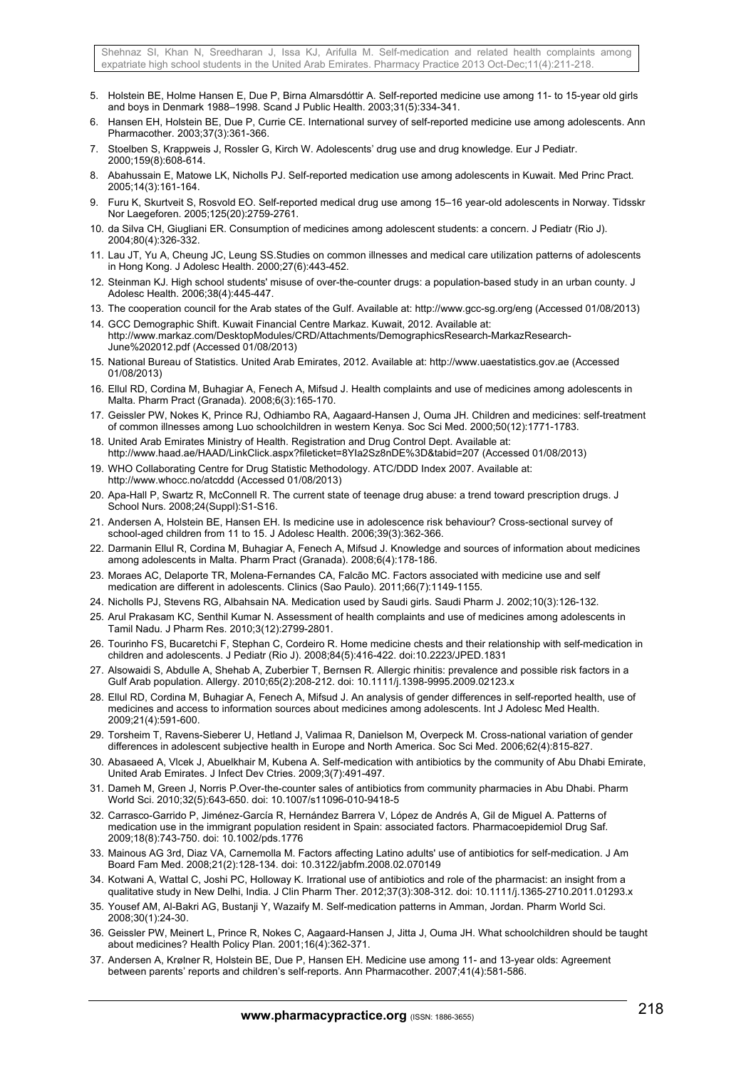5. Holstein BE, Holme Hansen E, Due P, Birna Almarsdóttir A. Self-reported medicine use among 11- to 15-year old girls and boys in Denmark 1988–1998. Scand J Public Health. 2003;31(5):334-341.
6. Hansen EH, Holstein BE, Due P, Currie CE. International survey of self-reported medicine use among adolescents. Ann Pharmacother. 2003;37(3):361-366.
7. Stoelben S, Krappweis J, Rossler G, Kirch W. Adolescents' drug use and drug knowledge. Eur J Pediatr. 2000;159(8):608-614.
8. Abahussain E, Matowe LK, Nicholls PJ. Self-reported medication use among adolescents in Kuwait. Med Princ Pract. 2005;14(3):161-164.
9. Furu K, Skurtveit S, Rosvold EO. Self-reported medical drug use among 15–16 year-old adolescents in Norway. Tidsskr Nor Laegeforen. 2005;125(20):2759-2761.
10. da Silva CH, Giugliani ER. Consumption of medicines among adolescent students: a concern. J Pediatr (Rio J). 2004;80(4):326-332.
11. Lau JT, Yu A, Cheung JC, Leung SS.Studies on common illnesses and medical care utilization patterns of adolescents in Hong Kong. J Adolesc Health. 2000;27(6):443-452.
12. Steinman KJ. High school students' misuse of over-the-counter drugs: a population-based study in an urban county. J Adolesc Health. 2006;38(4):445-447.
13. The cooperation council for the Arab states of the Gulf. Available at: http://www.gcc-sg.org/eng (Accessed 01/08/2013)
14. GCC Demographic Shift. Kuwait Financial Centre Markaz. Kuwait, 2012. Available at: http://www.markaz.com/DesktopModules/CRD/Attachments/DemographicsResearch-MarkazResearch-June%202012.pdf (Accessed 01/08/2013)
15. National Bureau of Statistics. United Arab Emirates, 2012. Available at: http://www.uaestatistics.gov.ae (Accessed 01/08/2013)
16. Ellul RD, Cordina M, Buhagiar A, Fenech A, Mifsud J. Health complaints and use of medicines among adolescents in Malta. Pharm Pract (Granada). 2008;6(3):165-170.
17. Geissler PW, Nokes K, Prince RJ, Odhiambo RA, Aagaard-Hansen J, Ouma JH. Children and medicines: self-treatment of common illnesses among Luo schoolchildren in western Kenya. Soc Sci Med. 2000;50(12):1771-1783.
18. United Arab Emirates Ministry of Health. Registration and Drug Control Dept. Available at: http://www.haad.ae/HAAD/LinkClick.aspx?fileticket=8YIa2Sz8nDE%3D&tabid=207 (Accessed 01/08/2013)
19. WHO Collaborating Centre for Drug Statistic Methodology. ATC/DDD Index 2007. Available at: http://www.whocc.no/atcddd (Accessed 01/08/2013)
20. Apa-Hall P, Swartz R, McConnell R. The current state of teenage drug abuse: a trend toward prescription drugs. J School Nurs. 2008;24(Suppl):S1-S16.
21. Andersen A, Holstein BE, Hansen EH. Is medicine use in adolescence risk behaviour? Cross-sectional survey of school-aged children from 11 to 15. J Adolesc Health. 2006;39(3):362-366.
22. Darmanin Ellul R, Cordina M, Buhagiar A, Fenech A, Mifsud J. Knowledge and sources of information about medicines among adolescents in Malta. Pharm Pract (Granada). 2008;6(4):178-186.
23. Moraes AC, Delaporte TR, Molena-Fernandes CA, Falcão MC. Factors associated with medicine use and self medication are different in adolescents. Clinics (Sao Paulo). 2011;66(7):1149-1155.
24. Nicholls PJ, Stevens RG, Albahsain NA. Medication used by Saudi girls. Saudi Pharm J. 2002;10(3):126-132.
25. Arul Prakasam KC, Senthil Kumar N. Assessment of health complaints and use of medicines among adolescents in Tamil Nadu. J Pharm Res. 2010;3(12):2799-2801.
26. Tourinho FS, Bucaretchi F, Stephan C, Cordeiro R. Home medicine chests and their relationship with self-medication in children and adolescents. J Pediatr (Rio J). 2008;84(5):416-422. doi:10.2223/JPED.1831
27. Alsowaidi S, Abdulle A, Shehab A, Zuberbier T, Bernsen R. Allergic rhinitis: prevalence and possible risk factors in a Gulf Arab population. Allergy. 2010;65(2):208-212. doi: 10.1111/j.1398-9995.2009.02123.x
28. Ellul RD, Cordina M, Buhagiar A, Fenech A, Mifsud J. An analysis of gender differences in self-reported health, use of medicines and access to information sources about medicines among adolescents. Int J Adolesc Med Health. 2009;21(4):591-600.
29. Torsheim T, Ravens-Sieberer U, Hetland J, Valimaa R, Danielson M, Overpeck M. Cross-national variation of gender differences in adolescent subjective health in Europe and North America. Soc Sci Med. 2006;62(4):815-827.
30. Abasaeed A, Vlcek J, Abuelkhair M, Kubena A. Self-medication with antibiotics by the community of Abu Dhabi Emirate, United Arab Emirates. J Infect Dev Ctries. 2009;3(7):491-497.
31. Dameh M, Green J, Norris P.Over-the-counter sales of antibiotics from community pharmacies in Abu Dhabi. Pharm World Sci. 2010;32(5):643-650. doi: 10.1007/s11096-010-9418-5
32. Carrasco-Garrido P, Jiménez-García R, Hernández Barrera V, López de Andrés A, Gil de Miguel A. Patterns of medication use in the immigrant population resident in Spain: associated factors. Pharmacoepidemiol Drug Saf. 2009;18(8):743-750. doi: 10.1002/pds.1776
33. Mainous AG 3rd, Diaz VA, Carnemolla M. Factors affecting Latino adults' use of antibiotics for self-medication. J Am Board Fam Med. 2008;21(2):128-134. doi: 10.3122/jabfm.2008.02.070149
34. Kotwani A, Wattal C, Joshi PC, Holloway K. Irrational use of antibiotics and role of the pharmacist: an insight from a qualitative study in New Delhi, India. J Clin Pharm Ther. 2012;37(3):308-312. doi: 10.1111/j.1365-2710.2011.01293.x
35. Yousef AM, Al-Bakri AG, Bustanji Y, Wazaify M. Self-medication patterns in Amman, Jordan. Pharm World Sci. 2008;30(1):24-30.
36. Geissler PW, Meinert L, Prince R, Nokes C, Aagaard-Hansen J, Jitta J, Ouma JH. What schoolchildren should be taught about medicines? Health Policy Plan. 2001;16(4):362-371.
37. Andersen A, Krølner R, Holstein BE, Due P, Hansen EH. Medicine use among 11- and 13-year olds: Agreement between parents' reports and children's self-reports. Ann Pharmacother. 2007;41(4):581-586.